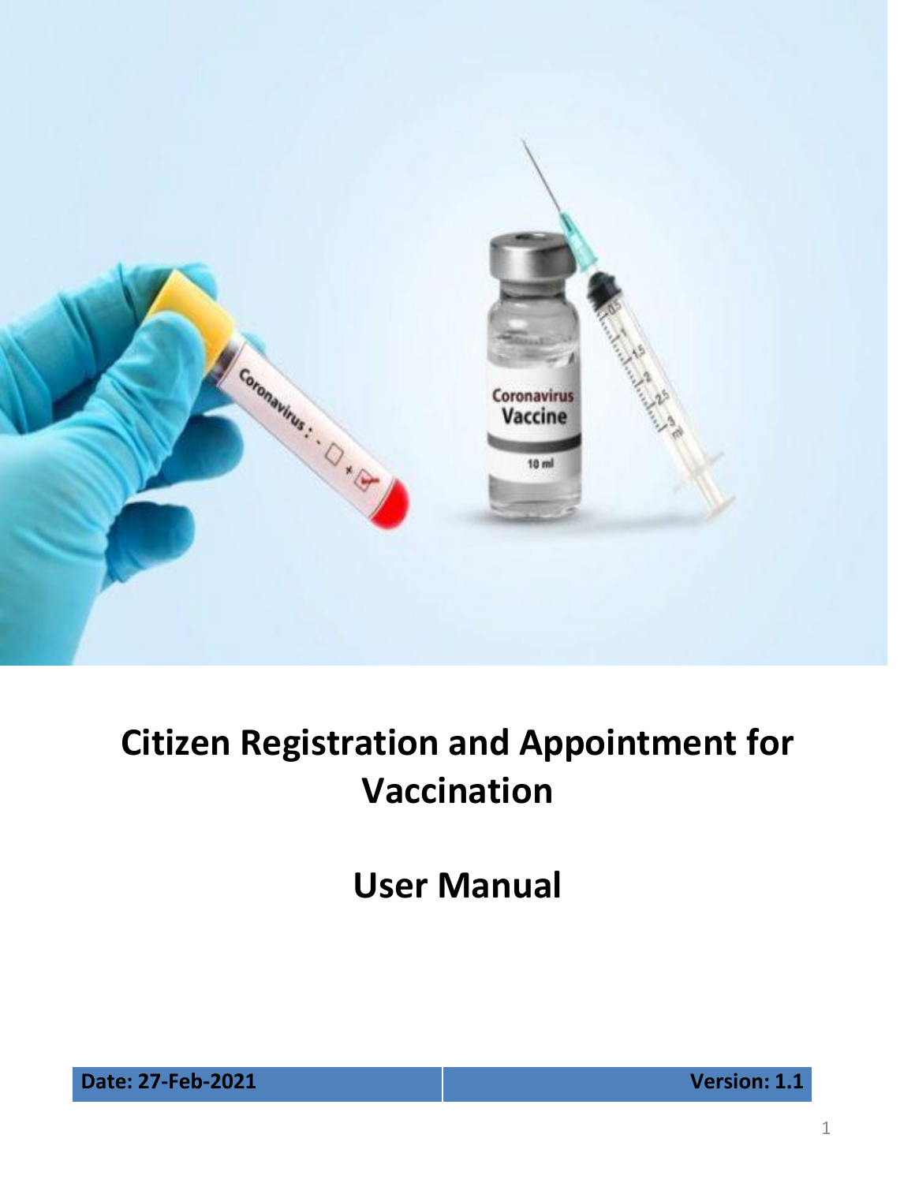# Citizen Registration and Appointment for Vaccination

# User Manual

| Date: 27-Feb-2021 | Version: 1.1 |
| --- | --- |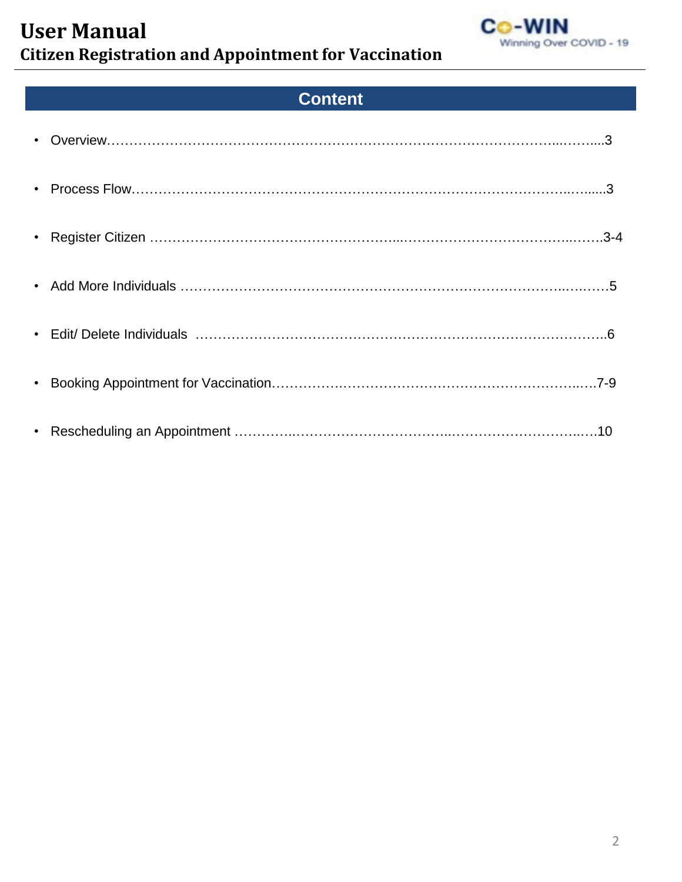## Content

- Overview……………………………………………………………………………………...……....3
- Process Flow………………………………………………………………………………..…......3
- Register Citizen ……………………………………………...…………………………………...…….3-4
- Add More Individuals ……………………………………………………………………...…..……5
- Edit/ Delete Individuals ………………….………………………….………….………………….…..6
- Booking Appointment for Vaccination…………….…………………………………………….…..…7-9
- Rescheduling an Appointment …………..……………………………..…………………………..…10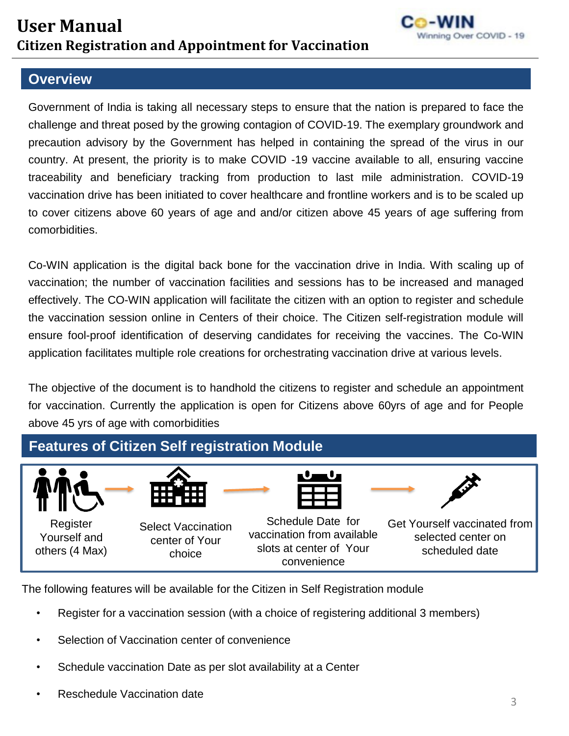# User Manual

## Citizen Registration and Appointment for Vaccination

## Overview

Government of India is taking all necessary steps to ensure that the nation is prepared to face the challenge and threat posed by the growing contagion of COVID-19. The exemplary groundwork and precaution advisory by the Government has helped in containing the spread of the virus in our country. At present, the priority is to make COVID -19 vaccine available to all, ensuring vaccine traceability and beneficiary tracking from production to last mile administration. COVID-19 vaccination drive has been initiated to cover healthcare and frontline workers and is to be scaled up to cover citizens above 60 years of age and and/or citizen above 45 years of age suffering from comorbidities.

Co-WIN application is the digital back bone for the vaccination drive in India. With scaling up of vaccination; the number of vaccination facilities and sessions has to be increased and managed effectively. The CO-WIN application will facilitate the citizen with an option to register and schedule the vaccination session online in Centers of their choice. The Citizen self-registration module will ensure fool-proof identification of deserving candidates for receiving the vaccines. The Co-WIN application facilitates multiple role creations for orchestrating vaccination drive at various levels.

The objective of the document is to handhold the citizens to register and schedule an appointment for vaccination. Currently the application is open for Citizens above 60yrs of age and for People above 45 yrs of age with comorbidities

## Features of Citizen Self registration Module

Register Yourself and others (4 Max) → Select Vaccination center of Your choice → Schedule Date for vaccination from available slots at center of Your convenience → Get Yourself vaccinated from selected center on scheduled date

The following features will be available for the Citizen in Self Registration module

- Register for a vaccination session (with a choice of registering additional 3 members)
- Selection of Vaccination center of convenience
- Schedule vaccination Date as per slot availability at a Center
- Reschedule Vaccination date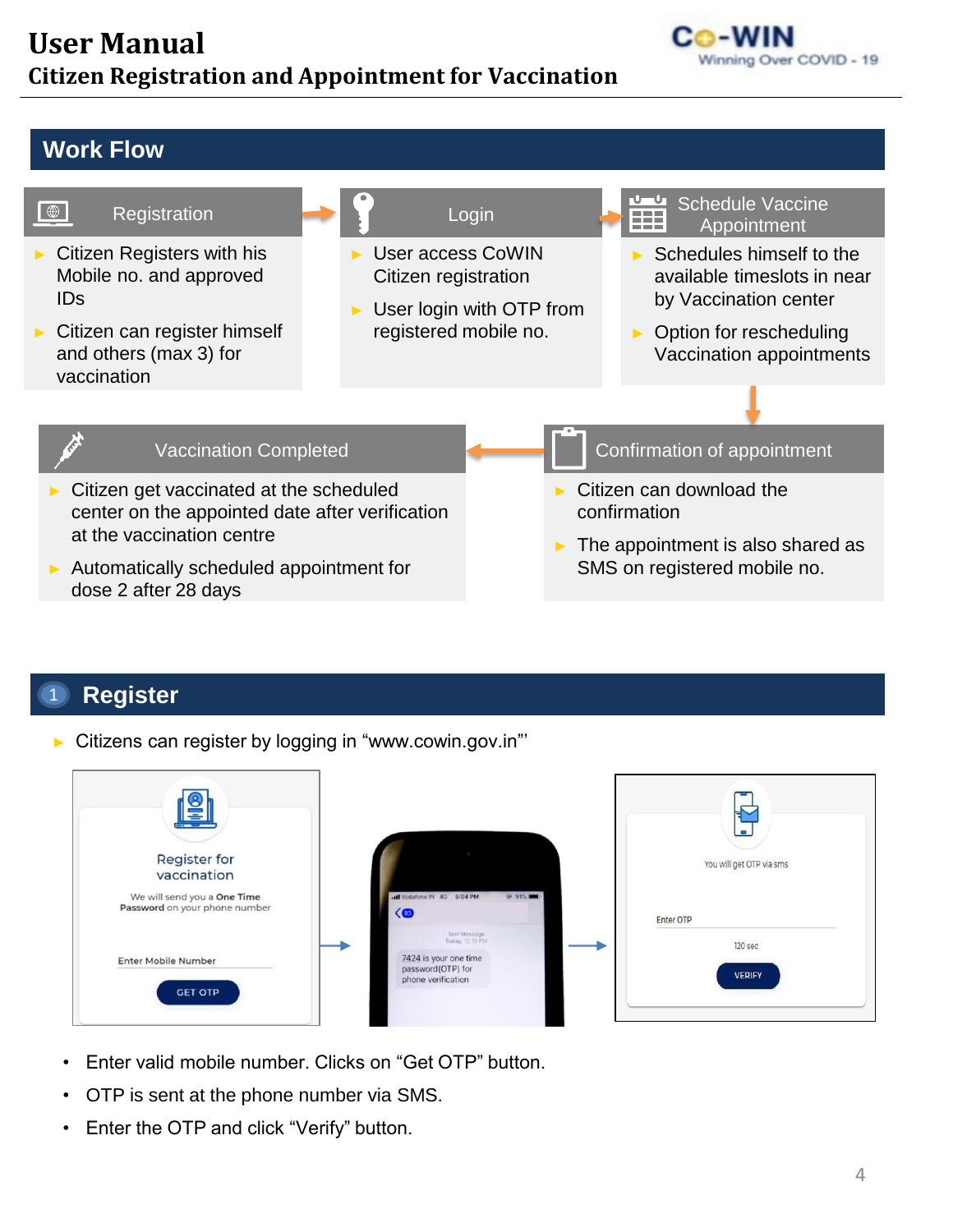# User Manual

## Citizen Registration and Appointment for Vaccination

## Work Flow

### Registration

- Citizen Registers with his Mobile no. and approved IDs
- Citizen can register himself and others (max 3) for vaccination

### Login

- User access CoWIN Citizen registration
- User login with OTP from registered mobile no.

### Schedule Vaccine Appointment

- Schedules himself to the available timeslots in near by Vaccination center
- Option for rescheduling Vaccination appointments

### Confirmation of appointment

- Citizen can download the confirmation
- The appointment is also shared as SMS on registered mobile no.

### Vaccination Completed

- Citizen get vaccinated at the scheduled center on the appointed date after verification at the vaccination centre
- Automatically scheduled appointment for dose 2 after 28 days

## 1 Register

- Citizens can register by logging in "www.cowin.gov.in"'

Register for vaccination

We will send you a **One Time Password** on your phone number

Enter Mobile Number

GET OTP

7424 is your one time password(OTP) for phone verification

You will get OTP via sms

Enter OTP

120 sec

VERIFY

- Enter valid mobile number. Clicks on "Get OTP" button.
- OTP is sent at the phone number via SMS.
- Enter the OTP and click "Verify" button.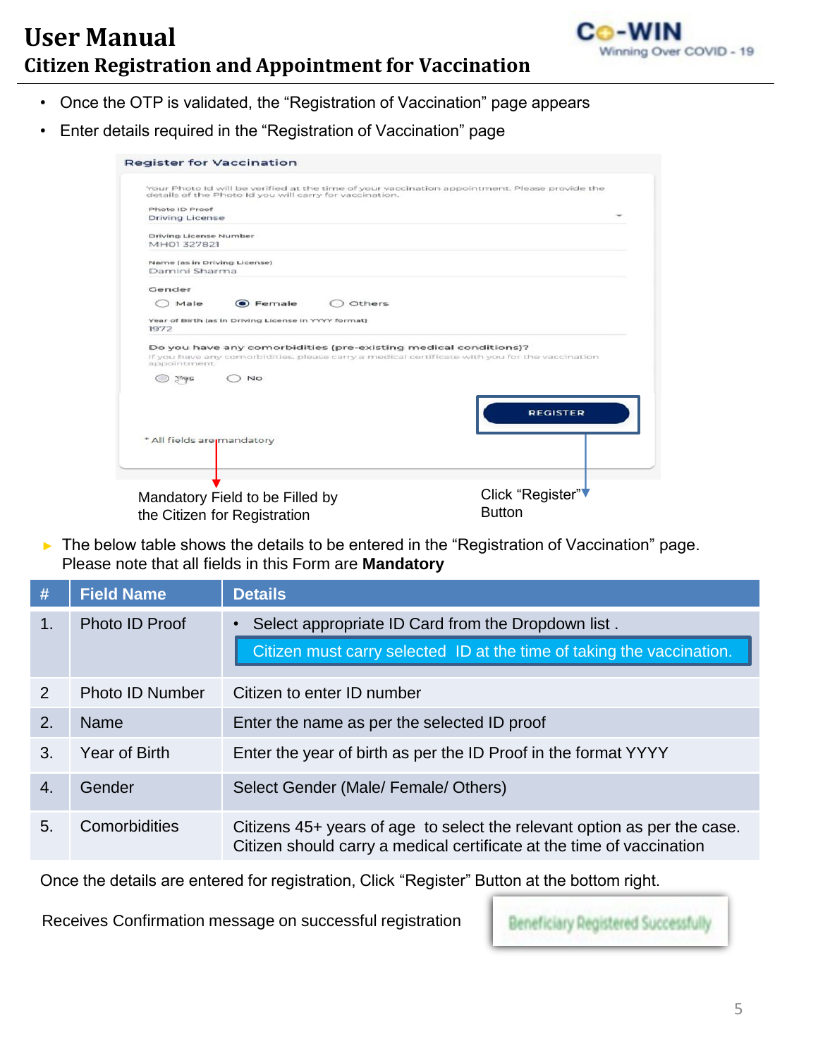- Once the OTP is validated, the “Registration of Vaccination” page appears
- Enter details required in the “Registration of Vaccination” page

Register for Vaccination

Your Photo Id will be verified at the time of your vaccination appointment. Please provide the details of the Photo Id you will carry for vaccination.

Photo ID Proof
Driving License

Driving License Number
MH01 327821

Name (as in Driving License)
Damini Sharma

Gender
Male Female Others

Year of Birth (as in Driving License in YYYY format)
1972

Do you have any comorbidities (pre-existing medical conditions)?
If you have any comorbidities, please carry a medical certificate with you for the vaccination appointment.

Yes No

REGISTER

* All fields are mandatory

Mandatory Field to be Filled by the Citizen for Registration

Click “Register” Button

- The below table shows the details to be entered in the “Registration of Vaccination” page. Please note that all fields in this Form are **Mandatory**

| # | Field Name | Details |
|---|---|---|
| 1. | Photo ID Proof | • Select appropriate ID Card from the Dropdown list . Citizen must carry selected ID at the time of taking the vaccination. |
| 2 | Photo ID Number | Citizen to enter ID number |
| 2. | Name | Enter the name as per the selected ID proof |
| 3. | Year of Birth | Enter the year of birth as per the ID Proof in the format YYYY |
| 4. | Gender | Select Gender (Male/ Female/ Others) |
| 5. | Comorbidities | Citizens 45+ years of age to select the relevant option as per the case. Citizen should carry a medical certificate at the time of vaccination |

Once the details are entered for registration, Click “Register” Button at the bottom right.

Receives Confirmation message on successful registration

Beneficiary Registered Successfully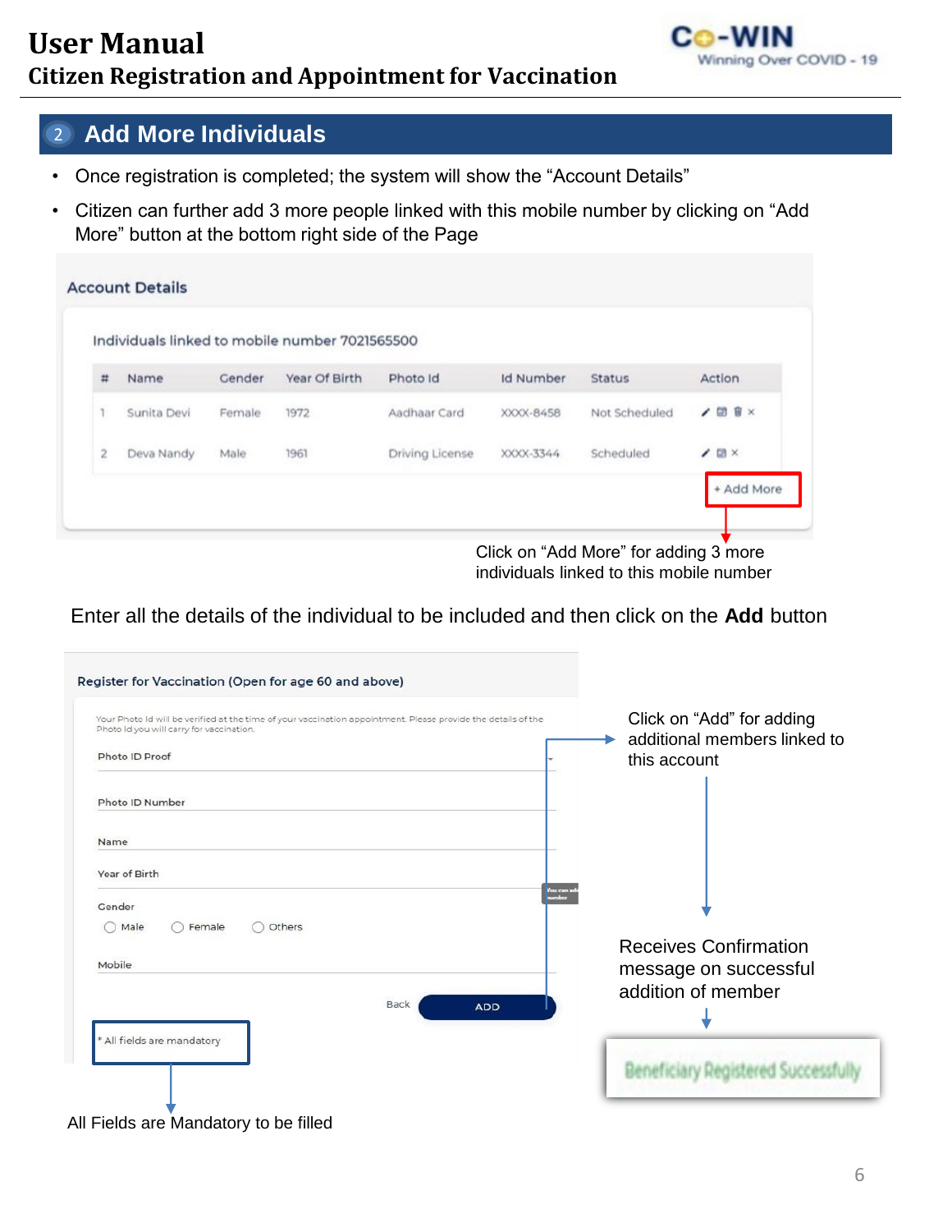## 2 Add More Individuals

- Once registration is completed; the system will show the "Account Details"
- Citizen can further add 3 more people linked with this mobile number by clicking on "Add More" button at the bottom right side of the Page

**Account Details**

Individuals linked to mobile number 7021565500

| # | Name | Gender | Year Of Birth | Photo Id | Id Number | Status | Action |
|---|---|---|---|---|---|---|---|
| 1 | Sunita Devi | Female | 1972 | Aadhaar Card | XXXX-8458 | Not Scheduled | |
| 2 | Deva Nandy | Male | 1961 | Driving License | XXXX-3344 | Scheduled | |

+ Add More

Click on "Add More" for adding 3 more individuals linked to this mobile number

Enter all the details of the individual to be included and then click on the **Add** button

**Register for Vaccination (Open for age 60 and above)**

Your Photo Id will be verified at the time of your vaccination appointment. Please provide the details of the Photo Id you will carry for vaccination.

Photo ID Proof

Photo ID Number

Name

Year of Birth

Gender

○ Male ○ Female ○ Others

Mobile

Back ADD

* All fields are mandatory

All Fields are Mandatory to be filled

Click on "Add" for adding additional members linked to this account

Receives Confirmation message on successful addition of member

Beneficiary Registered Successfully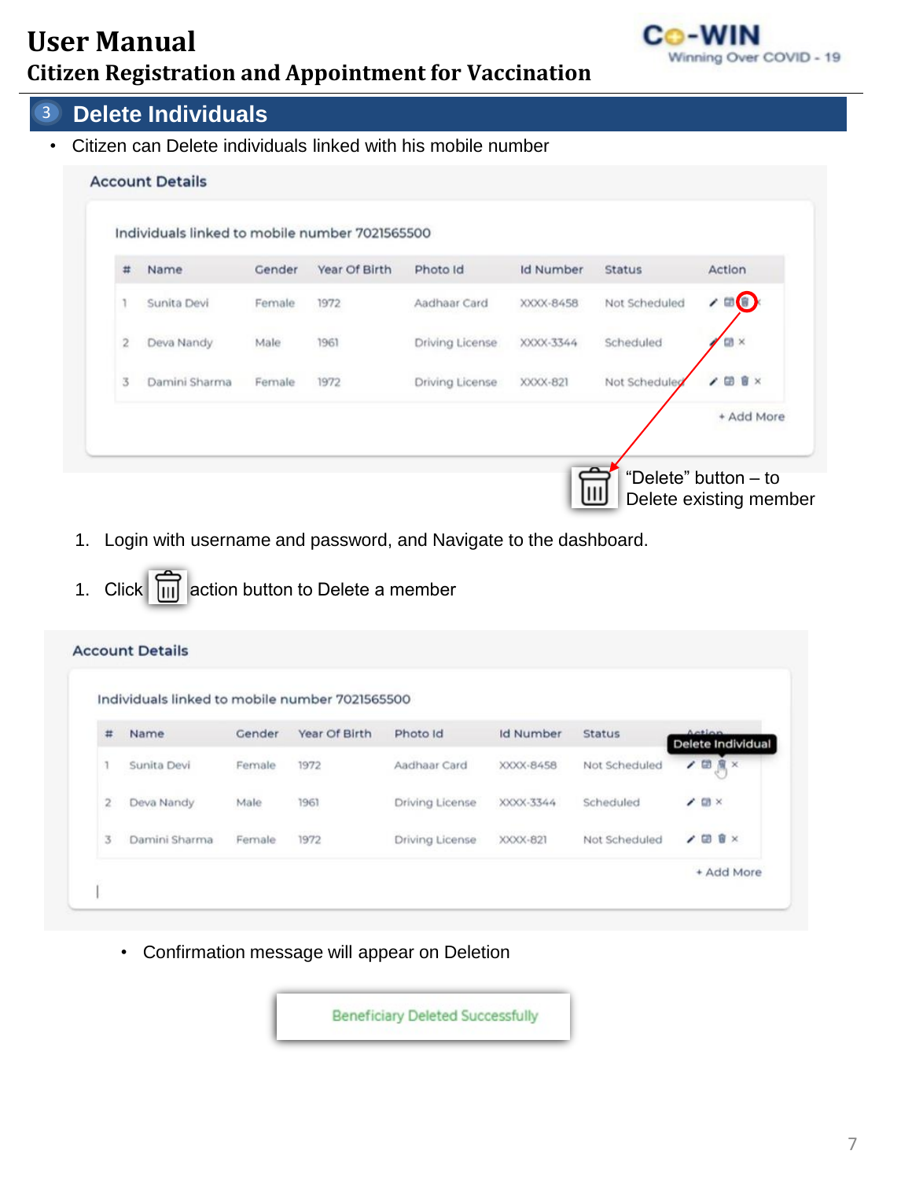## 3 Delete Individuals

- Citizen can Delete individuals linked with his mobile number

**Account Details**

Individuals linked to mobile number 7021565500

| # | Name | Gender | Year Of Birth | Photo Id | Id Number | Status | Action |
|---|---|---|---|---|---|---|---|
| 1 | Sunita Devi | Female | 1972 | Aadhaar Card | XXXX-8458 | Not Scheduled | |
| 2 | Deva Nandy | Male | 1961 | Driving License | XXXX-3344 | Scheduled | |
| 3 | Damini Sharma | Female | 1972 | Driving License | XXXX-821 | Not Scheduled | |

+ Add More

"Delete" button – to Delete existing member

1. Login with username and password, and Navigate to the dashboard.

1. Click action button to Delete a member

**Account Details**

Individuals linked to mobile number 7021565500

| # | Name | Gender | Year Of Birth | Photo Id | Id Number | Status | Action |
|---|---|---|---|---|---|---|---|
| 1 | Sunita Devi | Female | 1972 | Aadhaar Card | XXXX-8458 | Not Scheduled | Delete Individual |
| 2 | Deva Nandy | Male | 1961 | Driving License | XXXX-3344 | Scheduled | |
| 3 | Damini Sharma | Female | 1972 | Driving License | XXXX-821 | Not Scheduled | |

+ Add More

- Confirmation message will appear on Deletion

Beneficiary Deleted Successfully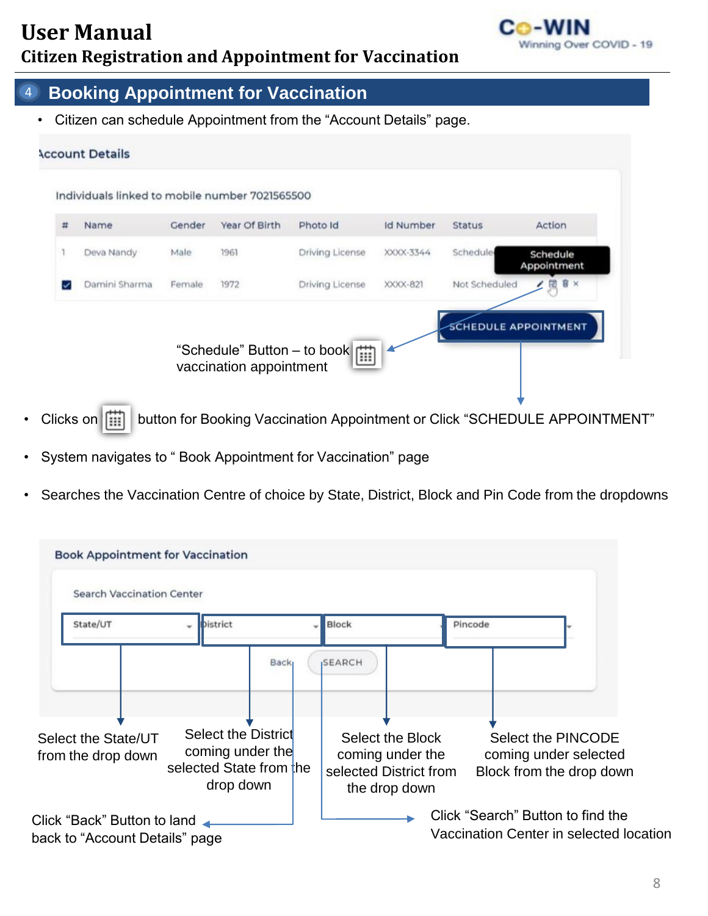## 4 Booking Appointment for Vaccination

- Citizen can schedule Appointment from the "Account Details" page.

**Account Details**

Individuals linked to mobile number 7021565500

| # | Name | Gender | Year Of Birth | Photo Id | Id Number | Status | Action |
|---|---|---|---|---|---|---|---|
| 1 | Deva Nandy | Male | 1961 | Driving License | XXXX-3344 | Scheduled | Schedule Appointment |
| ☑ | Damini Sharma | Female | 1972 | Driving License | XXXX-821 | Not Scheduled | |

SCHEDULE APPOINTMENT

"Schedule" Button – to book vaccination appointment

- Clicks on button for Booking Vaccination Appointment or Click "SCHEDULE APPOINTMENT"
- System navigates to " Book Appointment for Vaccination" page
- Searches the Vaccination Centre of choice by State, District, Block and Pin Code from the dropdowns

**Book Appointment for Vaccination**

Search Vaccination Center

State/UT | District | Block | Pincode

Back | SEARCH

Select the State/UT from the drop down

Select the District coming under the selected State from the drop down

Select the Block coming under the selected District from the drop down

Select the PINCODE coming under selected Block from the drop down

Click "Back" Button to land back to "Account Details" page

Click "Search" Button to find the Vaccination Center in selected location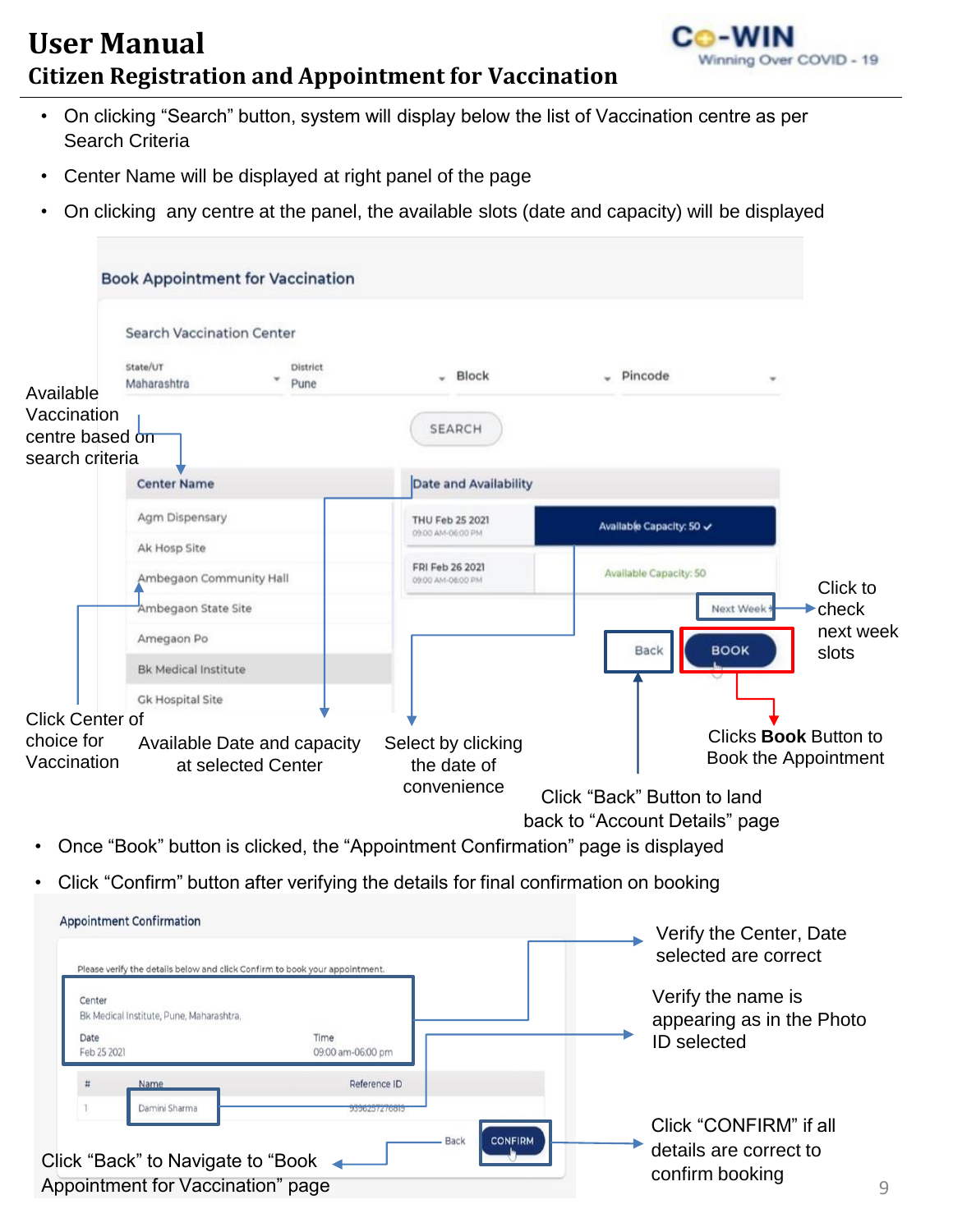- On clicking "Search" button, system will display below the list of Vaccination centre as per Search Criteria
- Center Name will be displayed at right panel of the page
- On clicking any centre at the panel, the available slots (date and capacity) will be displayed

**Book Appointment for Vaccination**

Search Vaccination Center

State/UT: Maharashtra | District: Pune | Block | Pincode

SEARCH

| Center Name |
|---|
| Agm Dispensary |
| Ak Hosp Site |
| Ambegaon Community Hall |
| Ambegaon State Site |
| Amegaon Po |
| Bk Medical Institute |
| Gk Hospital Site |

| Date and Availability | |
|---|---|
| THU Feb 25 2021 09:00 AM-06:00 PM | Available Capacity: 50 ✓ |
| FRI Feb 26 2021 09:00 AM-06:00 PM | Available Capacity: 50 |

Next Week

Back | BOOK

Available Vaccination centre based on search criteria

Click Center of choice for Vaccination

Available Date and capacity at selected Center

Select by clicking the date of convenience

Click to check next week slots

Clicks **Book** Button to Book the Appointment

Click "Back" Button to land back to "Account Details" page

- Once "Book" button is clicked, the "Appointment Confirmation" page is displayed
- Click "Confirm" button after verifying the details for final confirmation on booking

**Appointment Confirmation**

Please verify the details below and click Confirm to book your appointment.

Center: Bk Medical Institute, Pune, Maharashtra.

Date: Feb 25 2021 | Time: 09:00 am-06:00 pm

| # | Name | Reference ID |
|---|---|---|
| 1 | Damini Sharma | 9356257276815 |

Back | CONFIRM

Verify the Center, Date selected are correct

Verify the name is appearing as in the Photo ID selected

Click "CONFIRM" if all details are correct to confirm booking

Click "Back" to Navigate to "Book Appointment for Vaccination" page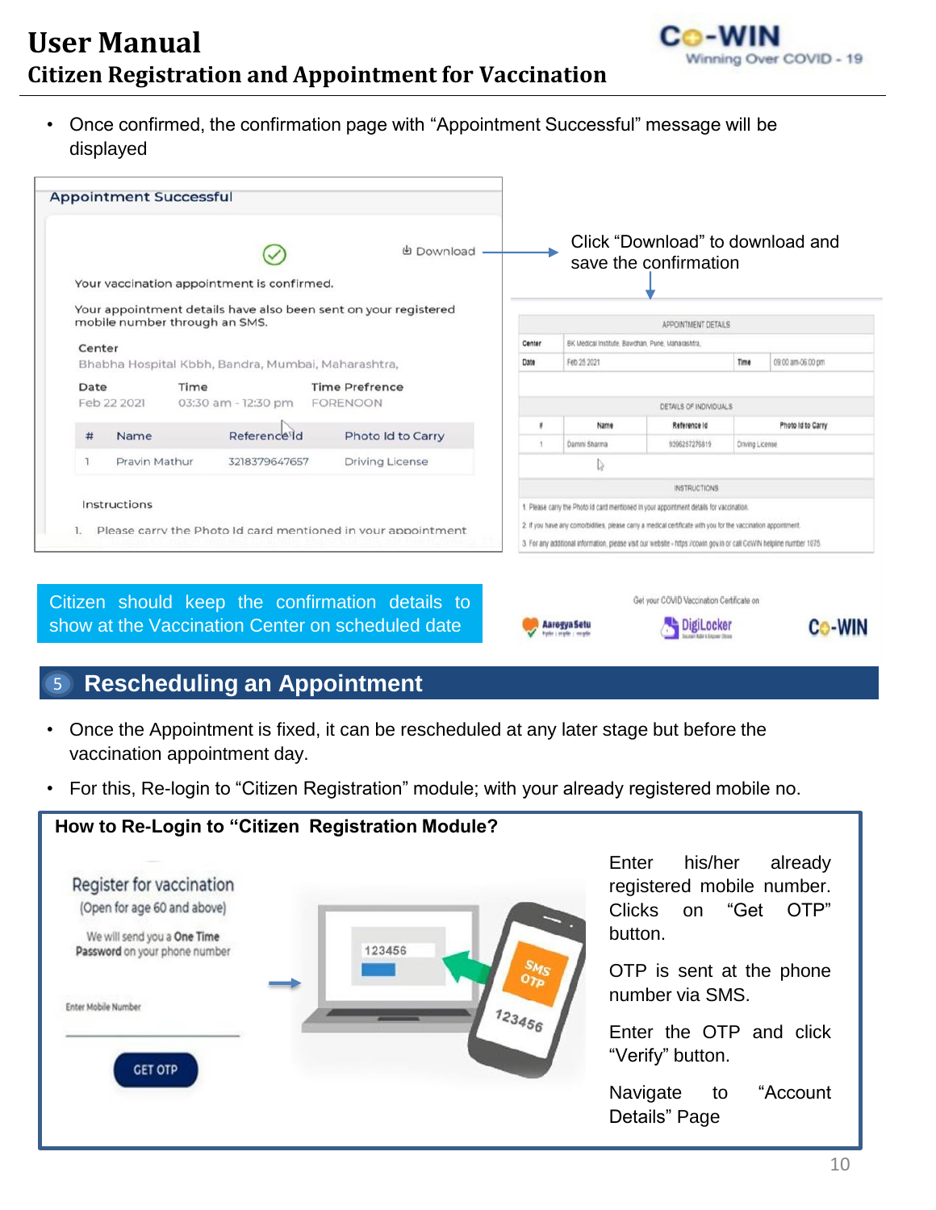- Once confirmed, the confirmation page with "Appointment Successful" message will be displayed

**Appointment Successful**

Download

Your vaccination appointment is confirmed.

Your appointment details have also been sent on your registered mobile number through an SMS.

Center
Bhabha Hospital Kbbh, Bandra, Mumbai, Maharashtra,

| Date | Time | Time Prefrence |
|---|---|---|
| Feb 22 2021 | 03:30 am - 12:30 pm | FORENOON |

| # | Name | Reference Id | Photo Id to Carry |
|---|---|---|---|
| 1 | Pravin Mathur | 3218379647657 | Driving License |

Instructions

1. Please carry the Photo Id card mentioned in your appointment

Click "Download" to download and save the confirmation

APPOINTMENT DETAILS

| Center | BK Medical Institute, Bawdhan, Pune, Maharashtra, | | |
|---|---|---|---|
| Date | Feb 25 2021 | Time | 09:00 am-06:00 pm |

DETAILS OF INDIVIDUALS

| # | Name | Reference Id | Photo Id to Carry |
|---|---|---|---|
| 1 | Damini Sharma | 9396257276819 | Driving License |

INSTRUCTIONS

1. Please carry the Photo Id card mentioned in your appointment details for vaccination.
2. If you have any comorbidities, please carry a medical certificate with you for the vaccination appointment.
3. For any additional information, please visit our website - https://cowin.gov.in or call CoWIN helpline number 1075.

Get your COVID Vaccination Certificate on
Aarogya Setu DigiLocker Co-WIN

Citizen should keep the confirmation details to show at the Vaccination Center on scheduled date

## 5 Rescheduling an Appointment

- Once the Appointment is fixed, it can be rescheduled at any later stage but before the vaccination appointment day.
- For this, Re-login to "Citizen Registration" module; with your already registered mobile no.

**How to Re-Login to "Citizen Registration Module?**

Register for vaccination
(Open for age 60 and above)

We will send you a **One Time Password** on your phone number

Enter Mobile Number

GET OTP

Enter his/her already registered mobile number. Clicks on "Get OTP" button.

OTP is sent at the phone number via SMS.

Enter the OTP and click "Verify" button.

Navigate to "Account Details" Page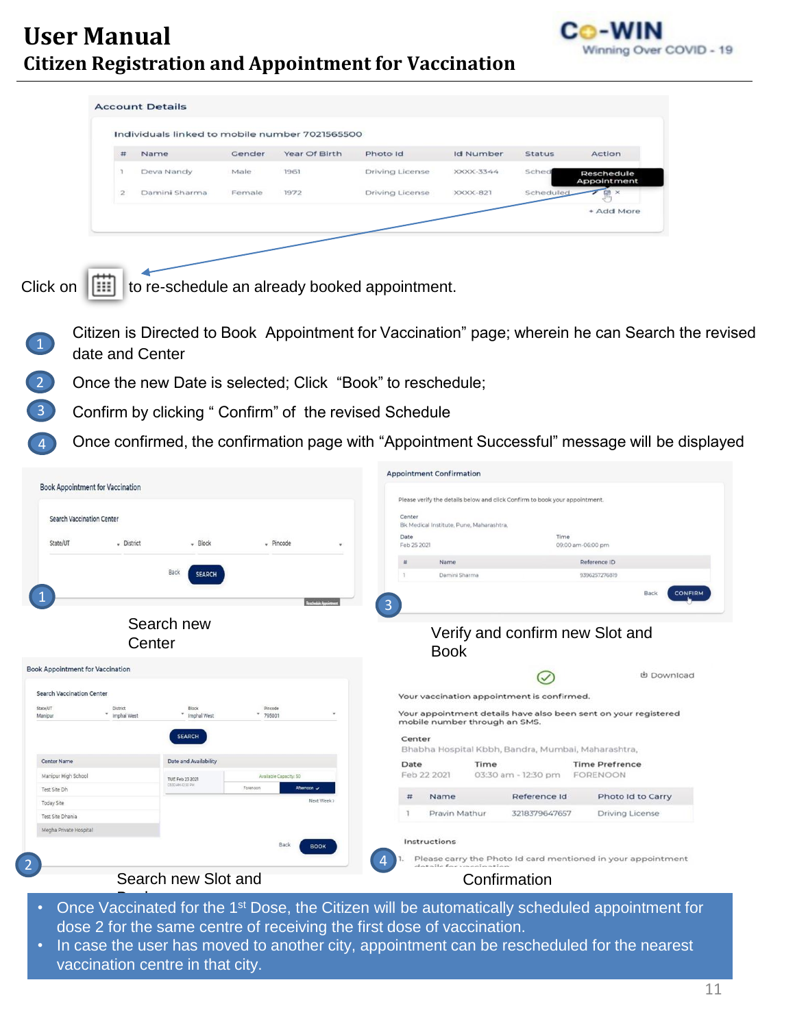# User Manual

## Citizen Registration and Appointment for Vaccination

Account Details

Individuals linked to mobile number 7021565500

| # | Name | Gender | Year Of Birth | Photo Id | Id Number | Status | Action |
|---|---|---|---|---|---|---|---|
| 1 | Deva Nandy | Male | 1961 | Driving License | XXXX-3344 | Sched | Reschedule Appointment |
| 2 | Damini Sharma | Female | 1972 | Driving License | XXXX-821 | Scheduled | |

+ Add More

Click on [calendar icon] to re-schedule an already booked appointment.

1. Citizen is Directed to Book Appointment for Vaccination" page; wherein he can Search the revised date and Center
2. Once the new Date is selected; Click "Book" to reschedule;
3. Confirm by clicking " Confirm" of the revised Schedule
4. Once confirmed, the confirmation page with "Appointment Successful" message will be displayed

Book Appointment for Vaccination

Search Vaccination Center

State/UT | District | Block | Pincode

Back | SEARCH

Search new Center

Appointment Confirmation

Please verify the details below and click Confirm to book your appointment.

Center
Bk Medical Institute, Pune, Maharashtra.

Date: Feb 25 2021
Time: 09:00 am-06:00 pm

| # | Name | Reference ID |
|---|---|---|
| 1 | Damini Sharma | 9396257276819 |

Back | CONFIRM

Verify and confirm new Slot and Book

Book Appointment for Vaccination

Search Vaccination Center

State/UT: Manipur | District: Imphal West | Block: Imphal West | Pincode: 795001

SEARCH

| Center Name |
|---|
| Manipur High School |
| Test Site Dh |
| Today Site |
| Test Site Dhania |
| Megha Private Hospital |

Date and Availability: TUE Feb 23 2021 — Available Capacity: 50 — Forenoon / Afternoon

Next Week

Back | BOOK

Search new Slot and Book

Download

Your vaccination appointment is confirmed.

Your appointment details have also been sent on your registered mobile number through an SMS.

Center
Bhabha Hospital Kbbh, Bandra, Mumbai, Maharashtra,

Date: Feb 22 2021 | Time: 03:30 am - 12:30 pm | Time Prefrence: FORENOON

| # | Name | Reference Id | Photo Id to Carry |
|---|---|---|---|
| 1 | Pravin Mathur | 3218379647657 | Driving License |

Instructions

1. Please carry the Photo Id card mentioned in your appointment details for vaccination

Confirmation

- Once Vaccinated for the 1st Dose, the Citizen will be automatically scheduled appointment for dose 2 for the same centre of receiving the first dose of vaccination.
- In case the user has moved to another city, appointment can be rescheduled for the nearest vaccination centre in that city.